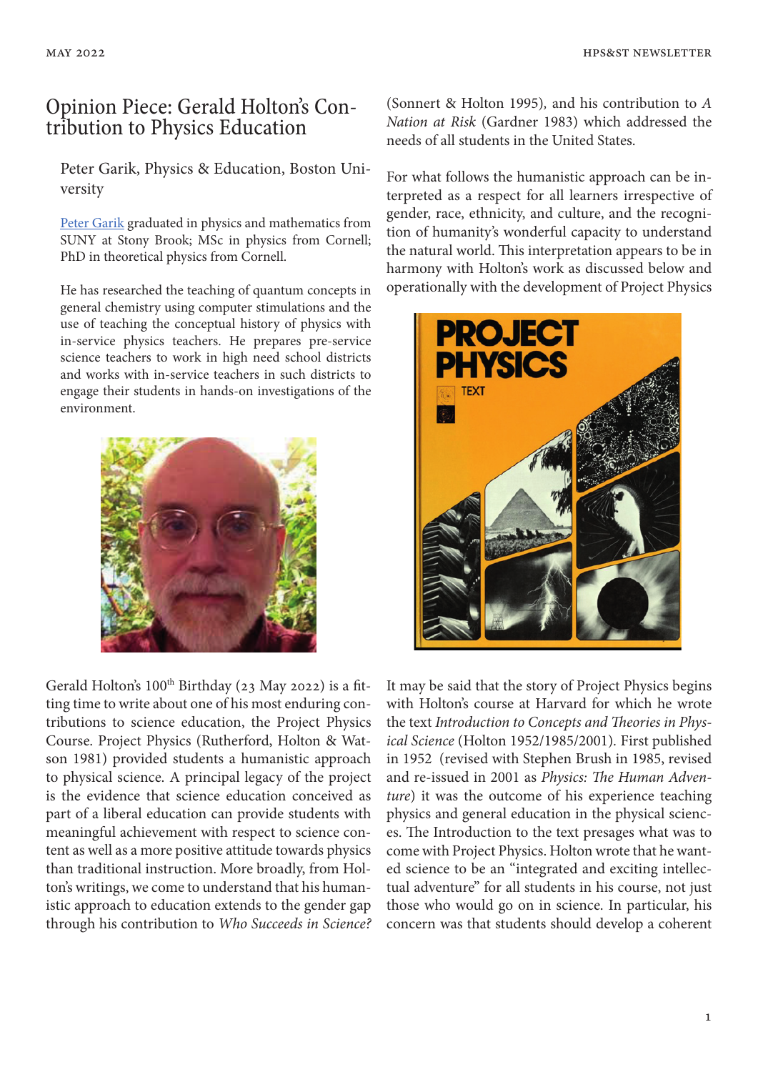# Opinion Piece: Gerald Holton's Contribution to Physics Education

Peter Garik, Physics & Education, Boston University

Peter Garik graduated in physics and mathematics from SUNY at Stony Brook; MSc in physics from Cornell; PhD in theoretical physics from Cornell.

He has researched the teaching of quantum concepts in general chemistry using computer stimulations and the use of teaching the conceptual history of physics with in-service physics teachers. He prepares pre-service science teachers to work in high need school districts and works with in-service teachers in such districts to engage their students in hands-on investigations of the environment.

Gerald Holton's 100th Birthday (23 May 2022) is a fitting time to write about one of his most enduring contributions to science education, the Project Physics Course. Project Physics (Rutherford, Holton & Watson 1981) provided students a humanistic approach to physical science. A principal legacy of the project is the evidence that science education conceived as part of a liberal education can provide students with meaningful achievement with respect to science content as well as a more positive attitude towards physics than traditional instruction. More broadly, from Holton's writings, we come to understand that his humanistic approach to education extends to the gender gap through his contribution to *Who Succeeds in Science?* (Sonnert & Holton 1995), and his contribution to *A Nation at Risk* (Gardner 1983) which addressed the needs of all students in the United States.

For what follows the humanistic approach can be interpreted as a respect for all learners irrespective of gender, race, ethnicity, and culture, and the recognition of humanity's wonderful capacity to understand the natural world. This interpretation appears to be in harmony with Holton's work as discussed below and operationally with the development of Project Physics

It may be said that the story of Project Physics begins with Holton's course at Harvard for which he wrote the text *Introduction to Concepts and Theories in Physical Science* (Holton 1952/1985/2001). First published in 1952 (revised with Stephen Brush in 1985, revised and re-issued in 2001 as *Physics: The Human Adventure*) it was the outcome of his experience teaching physics and general education in the physical sciences. The Introduction to the text presages what was to come with Project Physics. Holton wrote that he wanted science to be an "integrated and exciting intellectual adventure" for all students in his course, not just those who would go on in science. In particular, his concern was that students should develop a coherent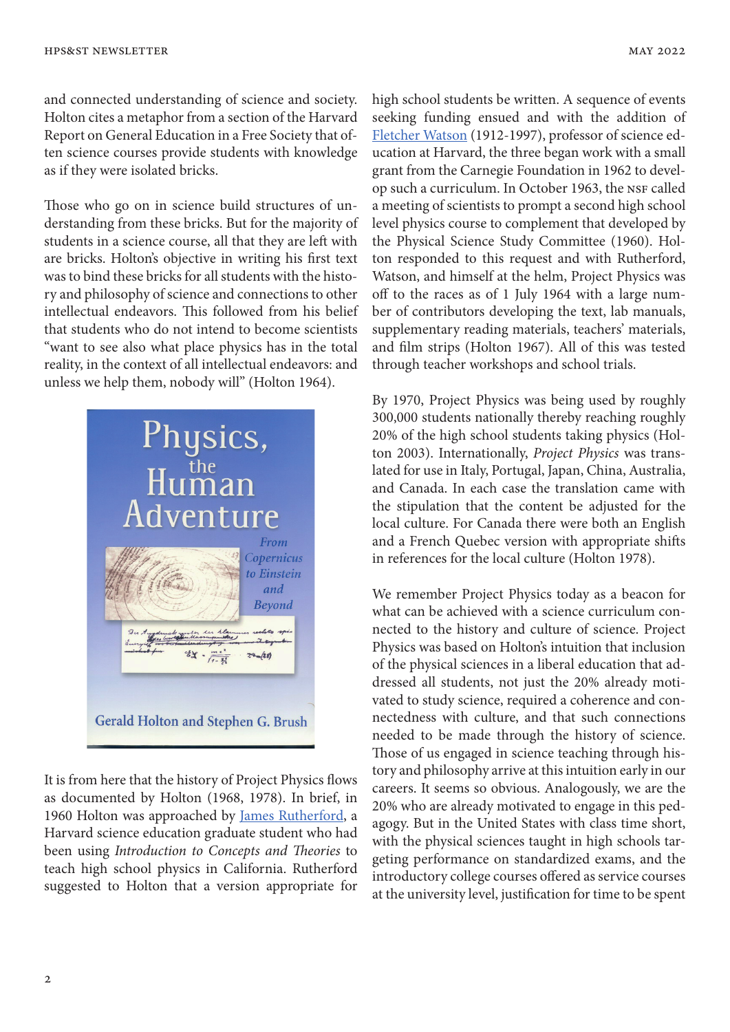and connected understanding of science and society. Holton cites a metaphor from a section of the Harvard Report on General Education in a Free Society that often science courses provide students with knowledge as if they were isolated bricks.

Those who go on in science build structures of understanding from these bricks. But for the majority of students in a science course, all that they are left with are bricks. Holton's objective in writing his first text was to bind these bricks for all students with the history and philosophy of science and connections to other intellectual endeavors. This followed from his belief that students who do not intend to become scientists "want to see also what place physics has in the total reality, in the context of all intellectual endeavors: and unless we help them, nobody will" (Holton 1964).

It is from here that the history of Project Physics flows as documented by Holton (1968, 1978). In brief, in 1960 Holton was approached by James Rutherford, a Harvard science education graduate student who had been using *Introduction to Concepts and Theories* to teach high school physics in California. Rutherford suggested to Holton that a version appropriate for high school students be written. A sequence of events seeking funding ensued and with the addition of Fletcher Watson (1912-1997), professor of science education at Harvard, the three began work with a small grant from the Carnegie Foundation in 1962 to develop such a curriculum. In October 1963, the NSF called a meeting of scientists to prompt a second high school level physics course to complement that developed by the Physical Science Study Committee (1960). Holton responded to this request and with Rutherford, Watson, and himself at the helm, Project Physics was off to the races as of 1 July 1964 with a large number of contributors developing the text, lab manuals, supplementary reading materials, teachers' materials, and film strips (Holton 1967). All of this was tested through teacher workshops and school trials.

By 1970, Project Physics was being used by roughly 300,000 students nationally thereby reaching roughly 20% of the high school students taking physics (Holton 2003). Internationally, *Project Physics* was translated for use in Italy, Portugal, Japan, China, Australia, and Canada. In each case the translation came with the stipulation that the content be adjusted for the local culture. For Canada there were both an English and a French Quebec version with appropriate shifts in references for the local culture (Holton 1978).

We remember Project Physics today as a beacon for what can be achieved with a science curriculum connected to the history and culture of science. Project Physics was based on Holton's intuition that inclusion of the physical sciences in a liberal education that addressed all students, not just the 20% already motivated to study science, required a coherence and connectedness with culture, and that such connections needed to be made through the history of science. Those of us engaged in science teaching through history and philosophy arrive at this intuition early in our careers. It seems so obvious. Analogously, we are the 20% who are already motivated to engage in this pedagogy. But in the United States with class time short, with the physical sciences taught in high schools targeting performance on standardized exams, and the introductory college courses offered as service courses at the university level, justification for time to be spent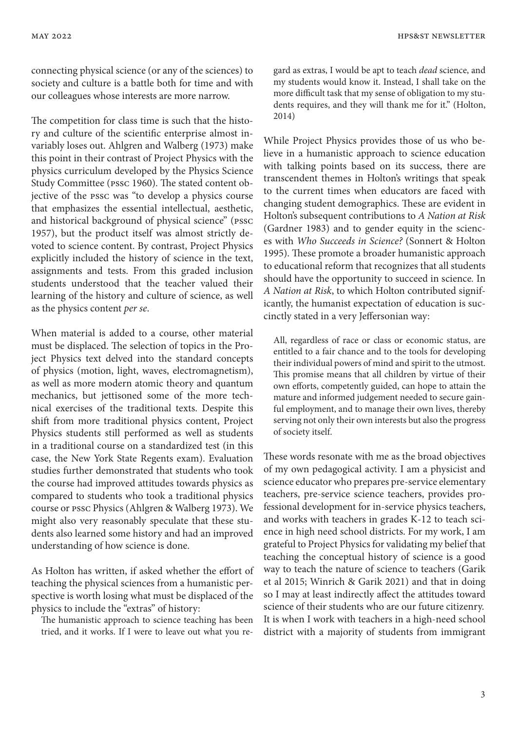connecting physical science (or any of the sciences) to society and culture is a battle both for time and with our colleagues whose interests are more narrow.

The competition for class time is such that the history and culture of the scientific enterprise almost invariably loses out. Ahlgren and Walberg (1973) make this point in their contrast of Project Physics with the physics curriculum developed by the Physics Science Study Committee (PSSC 1960). The stated content objective of the PSSC was "to develop a physics course that emphasizes the essential intellectual, aesthetic, and historical background of physical science" (PSSC 1957), but the product itself was almost strictly devoted to science content. By contrast, Project Physics explicitly included the history of science in the text, assignments and tests. From this graded inclusion students understood that the teacher valued their learning of the history and culture of science, as well as the physics content *per se*.

When material is added to a course, other material must be displaced. The selection of topics in the Project Physics text delved into the standard concepts of physics (motion, light, waves, electromagnetism), as well as more modern atomic theory and quantum mechanics, but jettisoned some of the more technical exercises of the traditional texts. Despite this shift from more traditional physics content, Project Physics students still performed as well as students in a traditional course on a standardized test (in this case, the New York State Regents exam). Evaluation studies further demonstrated that students who took the course had improved attitudes towards physics as compared to students who took a traditional physics course or PSSC Physics (Ahlgren & Walberg 1973). We might also very reasonably speculate that these students also learned some history and had an improved understanding of how science is done.

As Holton has written, if asked whether the effort of teaching the physical sciences from a humanistic perspective is worth losing what must be displaced of the physics to include the "extras" of history:

> The humanistic approach to science teaching has been tried, and it works. If I were to leave out what you regard as extras, I would be apt to teach *dead* science, and my students would know it. Instead, I shall take on the more difficult task that my sense of obligation to my students requires, and they will thank me for it." (Holton, 2014)

While Project Physics provides those of us who believe in a humanistic approach to science education with talking points based on its success, there are transcendent themes in Holton's writings that speak to the current times when educators are faced with changing student demographics. These are evident in Holton's subsequent contributions to *A Nation at Risk* (Gardner 1983) and to gender equity in the sciences with *Who Succeeds in Science?* (Sonnert & Holton 1995). These promote a broader humanistic approach to educational reform that recognizes that all students should have the opportunity to succeed in science. In *A Nation at Risk*, to which Holton contributed significantly, the humanist expectation of education is succinctly stated in a very Jeffersonian way:

> All, regardless of race or class or economic status, are entitled to a fair chance and to the tools for developing their individual powers of mind and spirit to the utmost. This promise means that all children by virtue of their own efforts, competently guided, can hope to attain the mature and informed judgement needed to secure gainful employment, and to manage their own lives, thereby serving not only their own interests but also the progress of society itself.

These words resonate with me as the broad objectives of my own pedagogical activity. I am a physicist and science educator who prepares pre-service elementary teachers, pre-service science teachers, provides professional development for in-service physics teachers, and works with teachers in grades K-12 to teach science in high need school districts. For my work, I am grateful to Project Physics for validating my belief that teaching the conceptual history of science is a good way to teach the nature of science to teachers (Garik et al 2015; Winrich & Garik 2021) and that in doing so I may at least indirectly affect the attitudes toward science of their students who are our future citizenry. It is when I work with teachers in a high-need school district with a majority of students from immigrant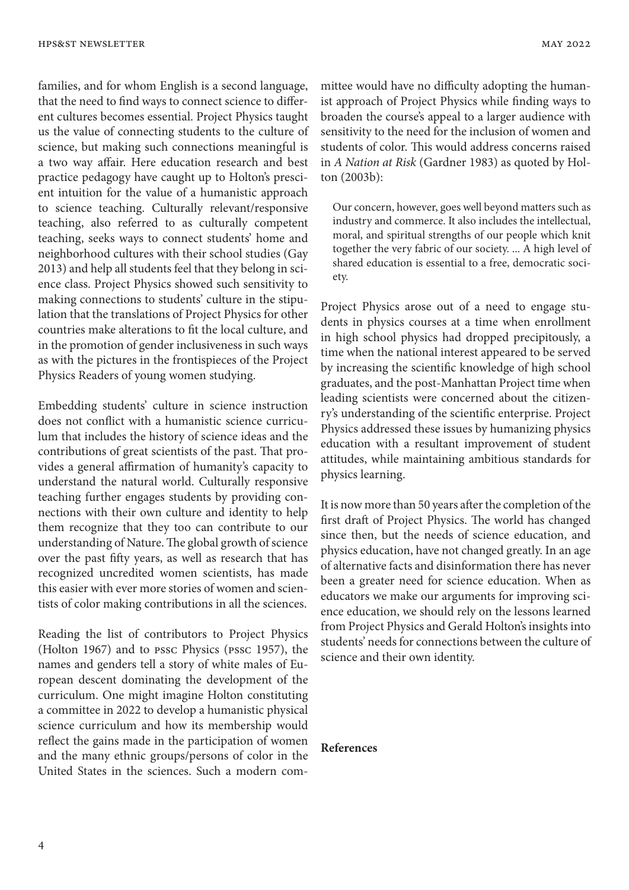families, and for whom English is a second language, that the need to find ways to connect science to different cultures becomes essential. Project Physics taught us the value of connecting students to the culture of science, but making such connections meaningful is a two way affair. Here education research and best practice pedagogy have caught up to Holton's prescient intuition for the value of a humanistic approach to science teaching. Culturally relevant/responsive teaching, also referred to as culturally competent teaching, seeks ways to connect students' home and neighborhood cultures with their school studies (Gay 2013) and help all students feel that they belong in science class. Project Physics showed such sensitivity to making connections to students' culture in the stipulation that the translations of Project Physics for other countries make alterations to fit the local culture, and in the promotion of gender inclusiveness in such ways as with the pictures in the frontispieces of the Project Physics Readers of young women studying.

Embedding students' culture in science instruction does not conflict with a humanistic science curriculum that includes the history of science ideas and the contributions of great scientists of the past. That provides a general affirmation of humanity's capacity to understand the natural world. Culturally responsive teaching further engages students by providing connections with their own culture and identity to help them recognize that they too can contribute to our understanding of Nature. The global growth of science over the past fifty years, as well as research that has recognized uncredited women scientists, has made this easier with ever more stories of women and scientists of color making contributions in all the sciences.

Reading the list of contributors to Project Physics (Holton 1967) and to PSSC Physics (PSSC 1957), the names and genders tell a story of white males of European descent dominating the development of the curriculum. One might imagine Holton constituting a committee in 2022 to develop a humanistic physical science curriculum and how its membership would reflect the gains made in the participation of women and the many ethnic groups/persons of color in the United States in the sciences. Such a modern committee would have no difficulty adopting the humanist approach of Project Physics while finding ways to broaden the course's appeal to a larger audience with sensitivity to the need for the inclusion of women and students of color. This would address concerns raised in *A Nation at Risk* (Gardner 1983) as quoted by Holton (2003b):

> Our concern, however, goes well beyond matters such as industry and commerce. It also includes the intellectual, moral, and spiritual strengths of our people which knit together the very fabric of our society. ... A high level of shared education is essential to a free, democratic society.

Project Physics arose out of a need to engage students in physics courses at a time when enrollment in high school physics had dropped precipitously, a time when the national interest appeared to be served by increasing the scientific knowledge of high school graduates, and the post-Manhattan Project time when leading scientists were concerned about the citizenry's understanding of the scientific enterprise. Project Physics addressed these issues by humanizing physics education with a resultant improvement of student attitudes, while maintaining ambitious standards for physics learning.

It is now more than 50 years after the completion of the first draft of Project Physics. The world has changed since then, but the needs of science education, and physics education, have not changed greatly. In an age of alternative facts and disinformation there has never been a greater need for science education. When as educators we make our arguments for improving science education, we should rely on the lessons learned from Project Physics and Gerald Holton's insights into students' needs for connections between the culture of science and their own identity.

**References**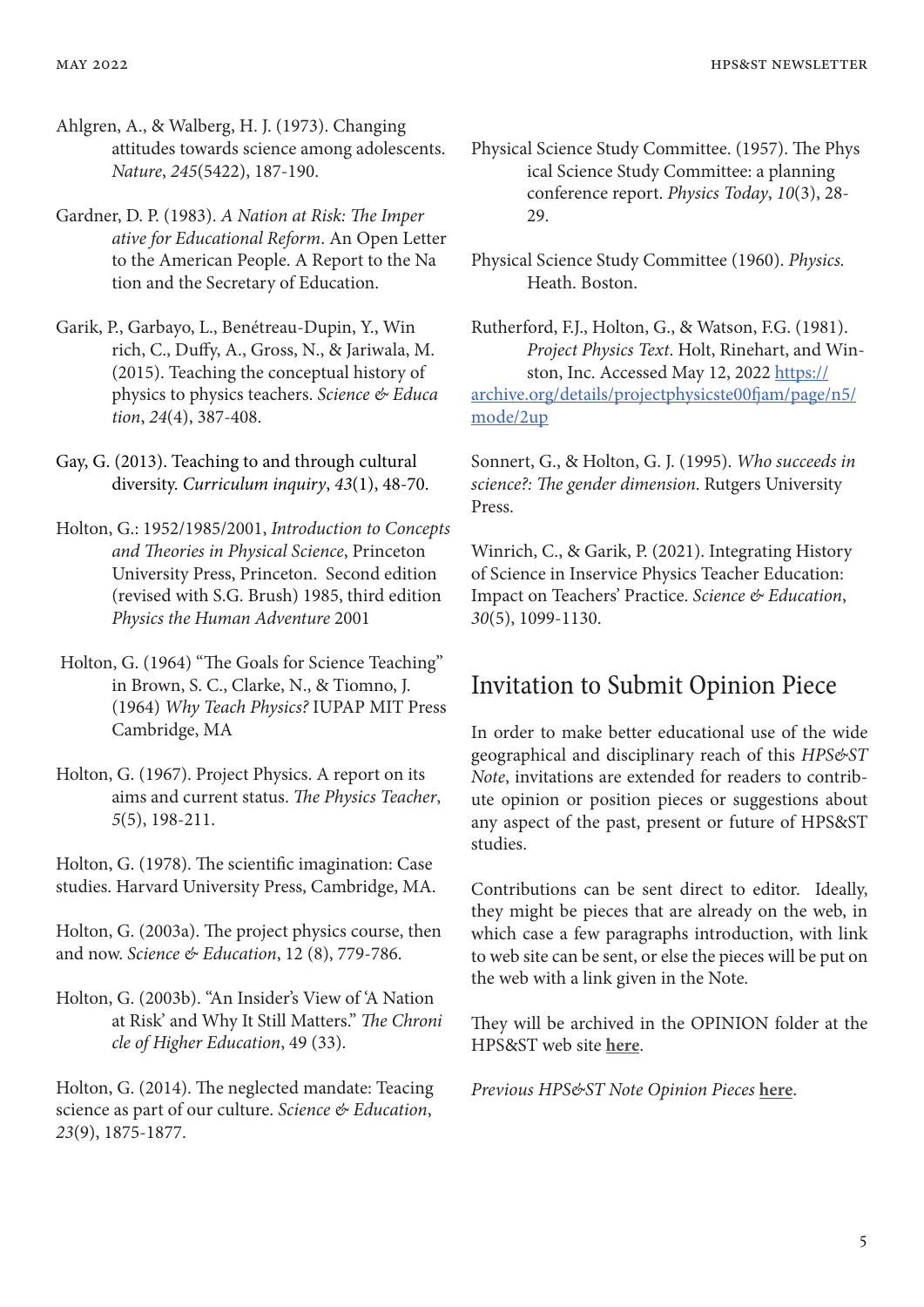Ahlgren, A., & Walberg, H. J. (1973). Changing attitudes towards science among adolescents. *Nature*, *245*(5422), 187-190.

Gardner, D. P. (1983). *A Nation at Risk: The Imperative for Educational Reform*. An Open Letter to the American People. A Report to the Nation and the Secretary of Education.

Garik, P., Garbayo, L., Benétreau-Dupin, Y., Winrich, C., Duffy, A., Gross, N., & Jariwala, M. (2015). Teaching the conceptual history of physics to physics teachers. *Science & Education*, *24*(4), 387-408.

Gay, G. (2013). Teaching to and through cultural diversity. *Curriculum inquiry*, *43*(1), 48-70.

Holton, G.: 1952/1985/2001, *Introduction to Concepts and Theories in Physical Science*, Princeton University Press, Princeton. Second edition (revised with S.G. Brush) 1985, third edition *Physics the Human Adventure* 2001

Holton, G. (1964) "The Goals for Science Teaching" in Brown, S. C., Clarke, N., & Tiomno, J. (1964) *Why Teach Physics?* IUPAP MIT Press Cambridge, MA

Holton, G. (1967). Project Physics. A report on its aims and current status. *The Physics Teacher*, *5*(5), 198-211.

Holton, G. (1978). The scientific imagination: Case studies. Harvard University Press, Cambridge, MA.

Holton, G. (2003a). The project physics course, then and now. *Science & Education*, 12 (8), 779-786.

Holton, G. (2003b). "An Insider's View of 'A Nation at Risk' and Why It Still Matters." *The Chronicle of Higher Education*, 49 (33).

Holton, G. (2014). The neglected mandate: Teacing science as part of our culture. *Science & Education*, *23*(9), 1875-1877.

Physical Science Study Committee. (1957). The Physical Science Study Committee: a planning conference report. *Physics Today*, *10*(3), 28-29.

Physical Science Study Committee (1960). *Physics.* Heath. Boston.

Rutherford, F.J., Holton, G., & Watson, F.G. (1981). *Project Physics Text*. Holt, Rinehart, and Winston, Inc. Accessed May 12, 2022 [https://archive.org/details/projectphysicste00fjam/page/n5/mode/2up](https://archive.org/details/projectphysicste00fjam/page/n5/mode/2up)

Sonnert, G., & Holton, G. J. (1995). *Who succeeds in science?: The gender dimension*. Rutgers University Press.

Winrich, C., & Garik, P. (2021). Integrating History of Science in Inservice Physics Teacher Education: Impact on Teachers' Practice. *Science & Education*, *30*(5), 1099-1130.

## Invitation to Submit Opinion Piece

In order to make better educational use of the wide geographical and disciplinary reach of this *HPS&ST Note*, invitations are extended for readers to contribute opinion or position pieces or suggestions about any aspect of the past, present or future of HPS&ST studies.

Contributions can be sent direct to editor. Ideally, they might be pieces that are already on the web, in which case a few paragraphs introduction, with link to web site can be sent, or else the pieces will be put on the web with a link given in the Note.

They will be archived in the OPINION folder at the HPS&ST web site **here**.

*Previous HPS&ST Note Opinion Pieces* **here**.